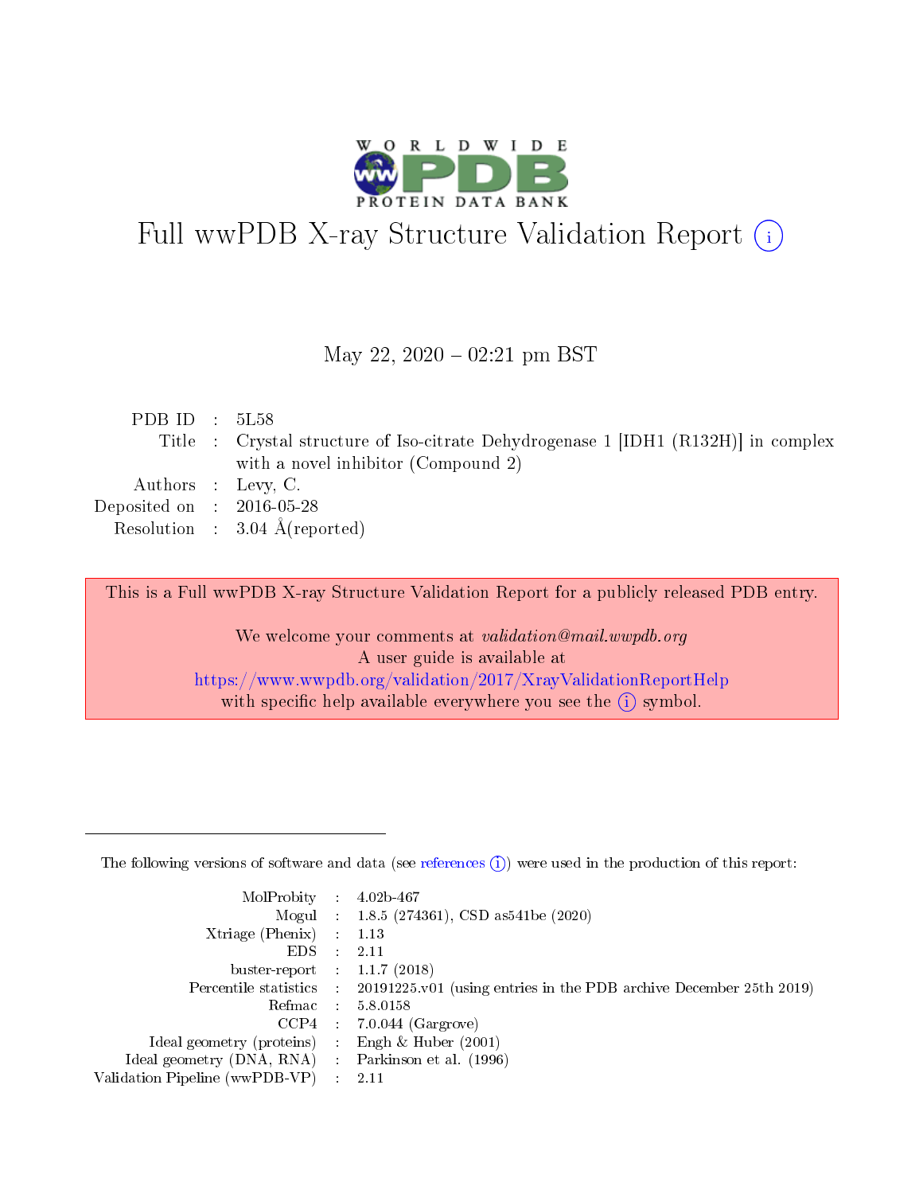# Full wwPDB X-ray Structure Validation Report (i)

May 22, 2020 – 02:21 pm BST

| | | |
|---|---|---|
| PDB ID | : | 5L58 |
| Title | : | Crystal structure of Iso-citrate Dehydrogenase 1 [IDH1 (R132H)] in complex with a novel inhibitor (Compound 2) |
| Authors | : | Levy, C. |
| Deposited on | : | 2016-05-28 |
| Resolution | : | 3.04 Å(reported) |

This is a Full wwPDB X-ray Structure Validation Report for a publicly released PDB entry.

We welcome your comments at *validation@mail.wwpdb.org*
A user guide is available at
https://www.wwpdb.org/validation/2017/XrayValidationReportHelp
with specific help available everywhere you see the (i) symbol.

---

The following versions of software and data (see references (i)) were used in the production of this report:

| | | |
|---|---|---|
| MolProbity | : | 4.02b-467 |
| Mogul | : | 1.8.5 (274361), CSD as541be (2020) |
| Xtriage (Phenix) | : | 1.13 |
| EDS | : | 2.11 |
| buster-report | : | 1.1.7 (2018) |
| Percentile statistics | : | 20191225.v01 (using entries in the PDB archive December 25th 2019) |
| Refmac | : | 5.8.0158 |
| CCP4 | : | 7.0.044 (Gargrove) |
| Ideal geometry (proteins) | : | Engh & Huber (2001) |
| Ideal geometry (DNA, RNA) | : | Parkinson et al. (1996) |
| Validation Pipeline (wwPDB-VP) | : | 2.11 |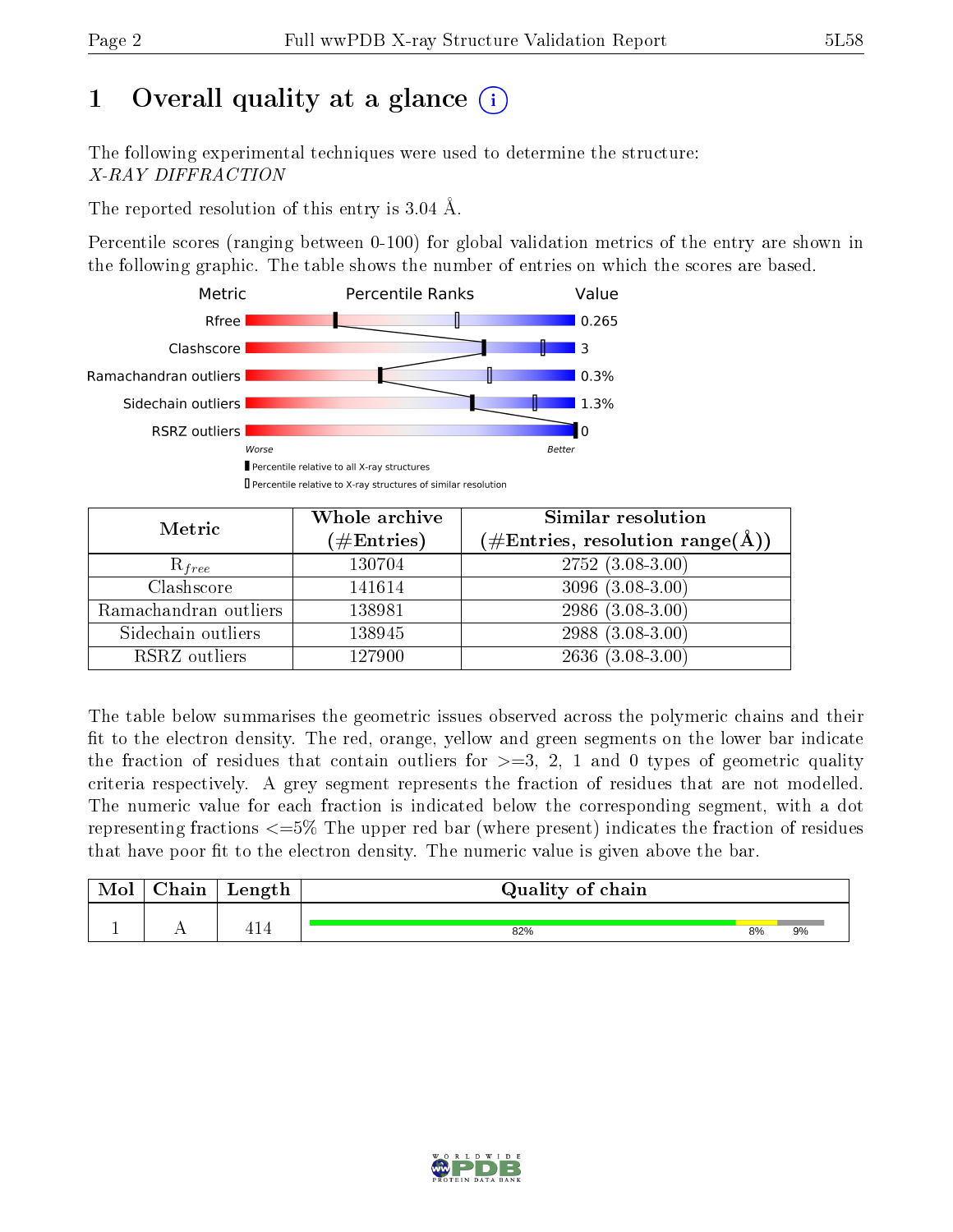# 1 Overall quality at a glance

The following experimental techniques were used to determine the structure:
*X-RAY DIFFRACTION*

The reported resolution of this entry is 3.04 Å.

Percentile scores (ranging between 0-100) for global validation metrics of the entry are shown in the following graphic. The table shows the number of entries on which the scores are based.

| Metric | Value |
|---|---|
| Rfree | 0.265 |
| Clashscore | 3 |
| Ramachandran outliers | 0.3% |
| Sidechain outliers | 1.3% |
| RSRZ outliers | 0 |

| Metric | Whole archive (#Entries) | Similar resolution (#Entries, resolution range(Å)) |
|---|---|---|
| $R_{free}$ | 130704 | 2752 (3.08-3.00) |
| Clashscore | 141614 | 3096 (3.08-3.00) |
| Ramachandran outliers | 138981 | 2986 (3.08-3.00) |
| Sidechain outliers | 138945 | 2988 (3.08-3.00) |
| RSRZ outliers | 127900 | 2636 (3.08-3.00) |

The table below summarises the geometric issues observed across the polymeric chains and their fit to the electron density. The red, orange, yellow and green segments on the lower bar indicate the fraction of residues that contain outliers for >=3, 2, 1 and 0 types of geometric quality criteria respectively. A grey segment represents the fraction of residues that are not modelled. The numeric value for each fraction is indicated below the corresponding segment, with a dot representing fractions <=5% The upper red bar (where present) indicates the fraction of residues that have poor fit to the electron density. The numeric value is given above the bar.

| Mol | Chain | Length | Quality of chain |
|---|---|---|---|
| 1 | A | 414 | 82% 8% 9% |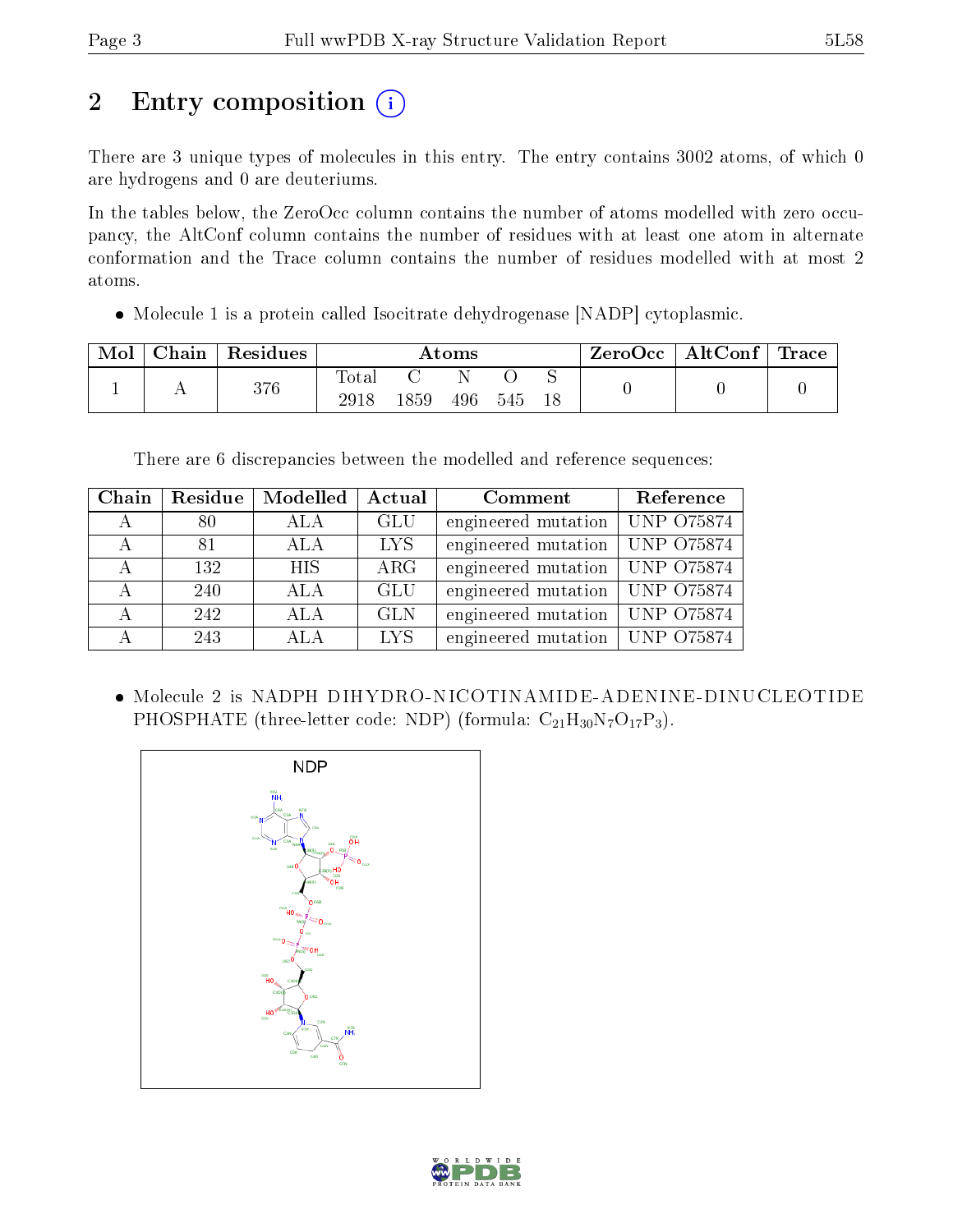# 2 Entry composition

There are 3 unique types of molecules in this entry. The entry contains 3002 atoms, of which 0 are hydrogens and 0 are deuteriums.

In the tables below, the ZeroOcc column contains the number of atoms modelled with zero occupancy, the AltConf column contains the number of residues with at least one atom in alternate conformation and the Trace column contains the number of residues modelled with at most 2 atoms.

- Molecule 1 is a protein called Isocitrate dehydrogenase [NADP] cytoplasmic.

| Mol | Chain | Residues | Atoms | | | | | ZeroOcc | AltConf | Trace |
|---|---|---|---|---|---|---|---|---|---|---|
| 1 | A | 376 | Total | C | N | O | S | 0 | 0 | 0 |
| | | | 2918 | 1859 | 496 | 545 | 18 | | | |

There are 6 discrepancies between the modelled and reference sequences:

| Chain | Residue | Modelled | Actual | Comment | Reference |
|---|---|---|---|---|---|
| A | 80 | ALA | GLU | engineered mutation | UNP O75874 |
| A | 81 | ALA | LYS | engineered mutation | UNP O75874 |
| A | 132 | HIS | ARG | engineered mutation | UNP O75874 |
| A | 240 | ALA | GLU | engineered mutation | UNP O75874 |
| A | 242 | ALA | GLN | engineered mutation | UNP O75874 |
| A | 243 | ALA | LYS | engineered mutation | UNP O75874 |

- Molecule 2 is NADPH DIHYDRO-NICOTINAMIDE-ADENINE-DINUCLEOTIDE PHOSPHATE (three-letter code: NDP) (formula: $C_{21}H_{30}N_7O_{17}P_3$).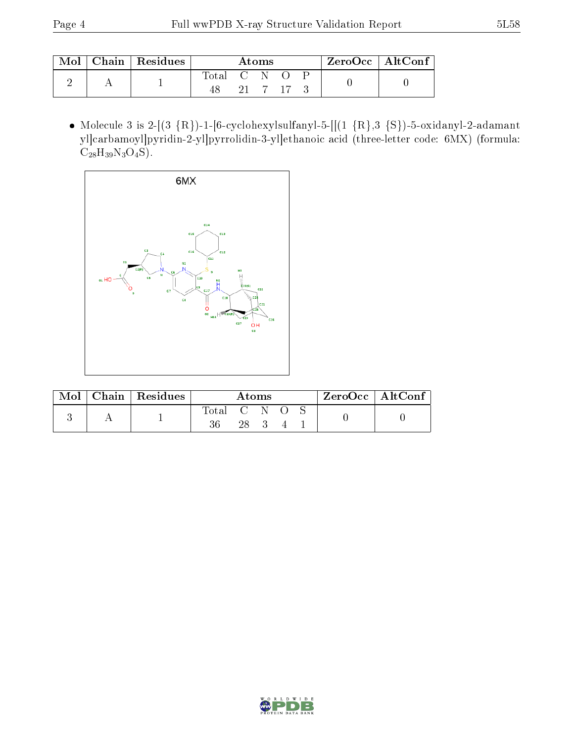| Mol | Chain | Residues | Atoms | | | | | ZeroOcc | AltConf |
|---|---|---|---|---|---|---|---|---|---|
| | | | Total | C | N | O | P | | |
| 2 | A | 1 | 48 | 21 | 7 | 17 | 3 | 0 | 0 |

- Molecule 3 is 2-[(3 {R})-1-[6-cyclohexylsulfanyl-5-[[(1 {R},3 {S})-5-oxidanyl-2-adamantyl]carbamoyl]pyridin-2-yl]pyrrolidin-3-yl]ethanoic acid (three-letter code: 6MX) (formula: $C_{28}H_{39}N_3O_4S$).

| Mol | Chain | Residues | Atoms | | | | | ZeroOcc | AltConf |
|---|---|---|---|---|---|---|---|---|---|
| | | | Total | C | N | O | S | | |
| 3 | A | 1 | 36 | 28 | 3 | 4 | 1 | 0 | 0 |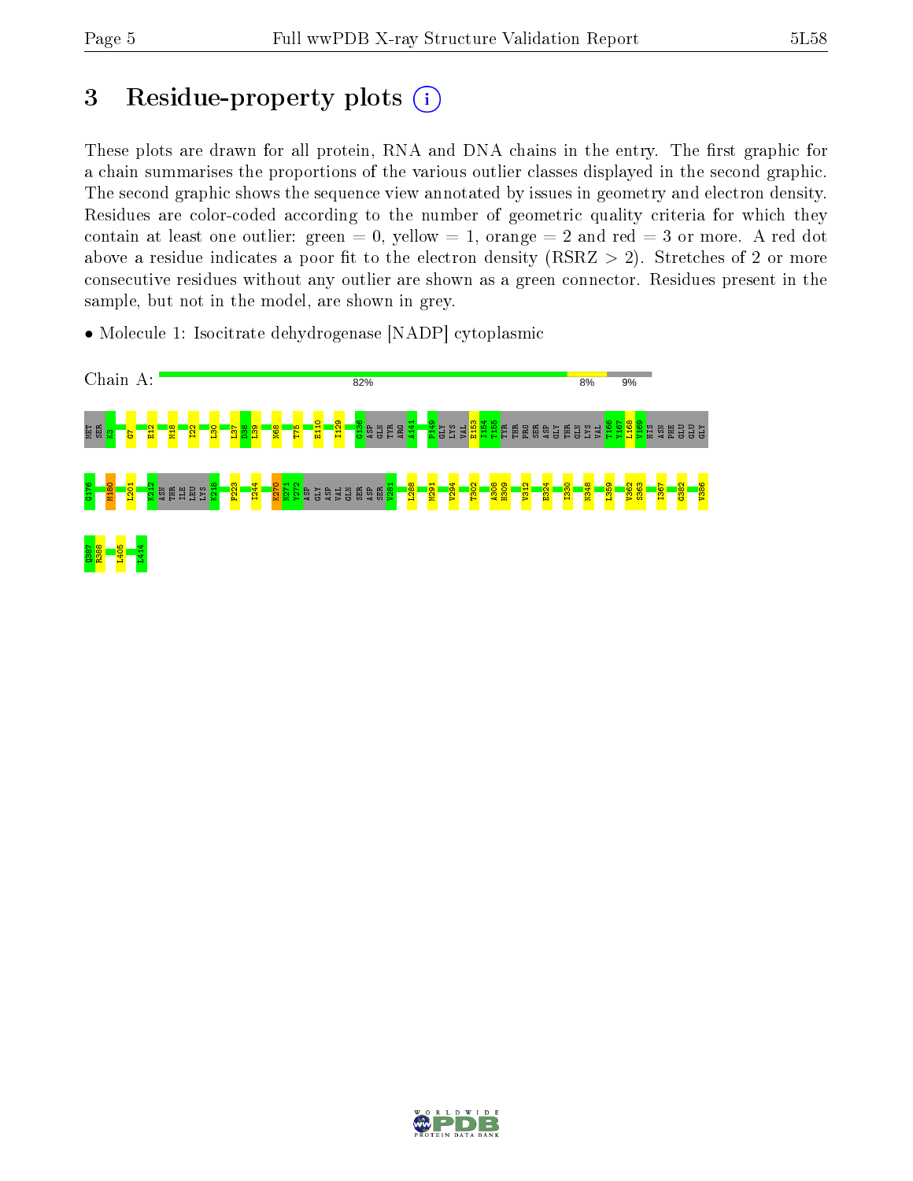# 3 Residue-property plots

These plots are drawn for all protein, RNA and DNA chains in the entry. The first graphic for a chain summarises the proportions of the various outlier classes displayed in the second graphic. The second graphic shows the sequence view annotated by issues in geometry and electron density. Residues are color-coded according to the number of geometric quality criteria for which they contain at least one outlier: green = 0, yellow = 1, orange = 2 and red = 3 or more. A red dot above a residue indicates a poor fit to the electron density (RSRZ > 2). Stretches of 2 or more consecutive residues without any outlier are shown as a green connector. Residues present in the sample, but not in the model, are shown in grey.

- Molecule 1: Isocitrate dehydrogenase [NADP] cytoplasmic

Chain A: 82% 8% 9%

MET SER K3 G7 E12 M18 I22 L30 L37 D38 L39 N68 T75 E110 I129 G136 ASP GLN TYR ARG A141 P149 GLY LYS VAL E153 I154 T155 TYR THR PRO SER ASP GLY THR GLN LYS VAL T166 I167 L168 Y169 HIS ASN PHE GLU GLU GLY

G176 M180 L201 K212 ASN THR ILE LEU LYS K218 F223 I244 K270 M271 Y272 ASP GLY ASP VAL GLN SER ASP SER V281 L288 M291 V294 T302 A308 H309 V312 E324 I330 N348 L359 V362 S363 I367 G382 V386

Q387 R388 L405 L414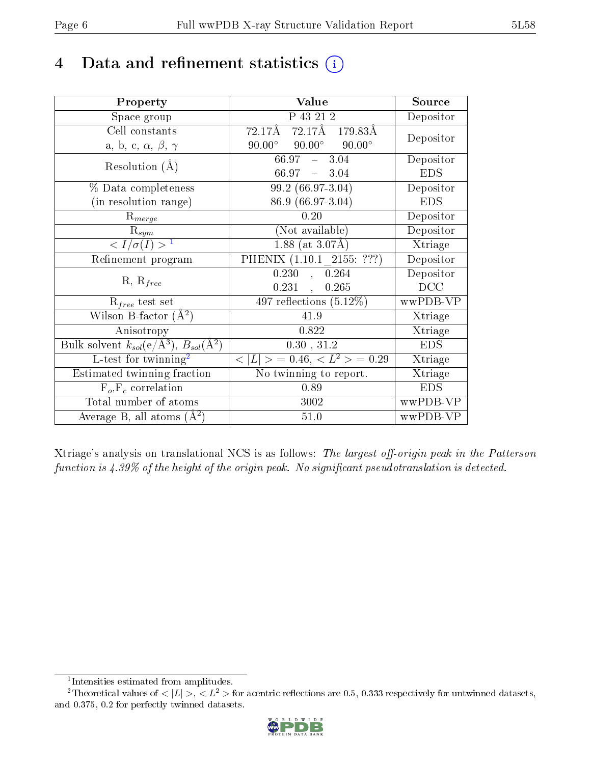# 4 Data and refinement statistics (i)

| Property | Value | Source |
|---|---|---|
| Space group | P 43 21 2 | Depositor |
| Cell constants<br>a, b, c, $\alpha$, $\beta$, $\gamma$ | 72.17Å 72.17Å 179.83Å<br>90.00° 90.00° 90.00° | Depositor |
| Resolution (Å) | 66.97 – 3.04<br>66.97 – 3.04 | Depositor<br>EDS |
| % Data completeness<br>(in resolution range) | 99.2 (66.97-3.04)<br>86.9 (66.97-3.04) | Depositor<br>EDS |
| $R_{merge}$ | 0.20 | Depositor |
| $R_{sym}$ | (Not available) | Depositor |
| $< I/\sigma(I) >$ [1] | 1.88 (at 3.07Å) | Xtriage |
| Refinement program | PHENIX (1.10.1_2155: ???) | Depositor |
| R, $R_{free}$ | 0.230 , 0.264<br>0.231 , 0.265 | Depositor<br>DCC |
| $R_{free}$ test set | 497 reflections (5.12%) | wwPDB-VP |
| Wilson B-factor (Å$^2$) | 41.9 | Xtriage |
| Anisotropy | 0.822 | Xtriage |
| Bulk solvent $k_{sol}$(e/Å$^3$), $B_{sol}$(Å$^2$) | 0.30 , 31.2 | EDS |
| L-test for twinning[2] | $< \lvert L \rvert >$ = 0.46, $< L^2 >$ = 0.29 | Xtriage |
| Estimated twinning fraction | No twinning to report. | Xtriage |
| $F_o$,$F_c$ correlation | 0.89 | EDS |
| Total number of atoms | 3002 | wwPDB-VP |
| Average B, all atoms (Å$^2$) | 51.0 | wwPDB-VP |

Xtriage's analysis on translational NCS is as follows: *The largest off-origin peak in the Patterson function is 4.39% of the height of the origin peak. No significant pseudotranslation is detected.*

[1] Intensities estimated from amplitudes.

[2] Theoretical values of $< \lvert L \rvert >$, $< L^2 >$ for acentric reflections are 0.5, 0.333 respectively for untwinned datasets, and 0.375, 0.2 for perfectly twinned datasets.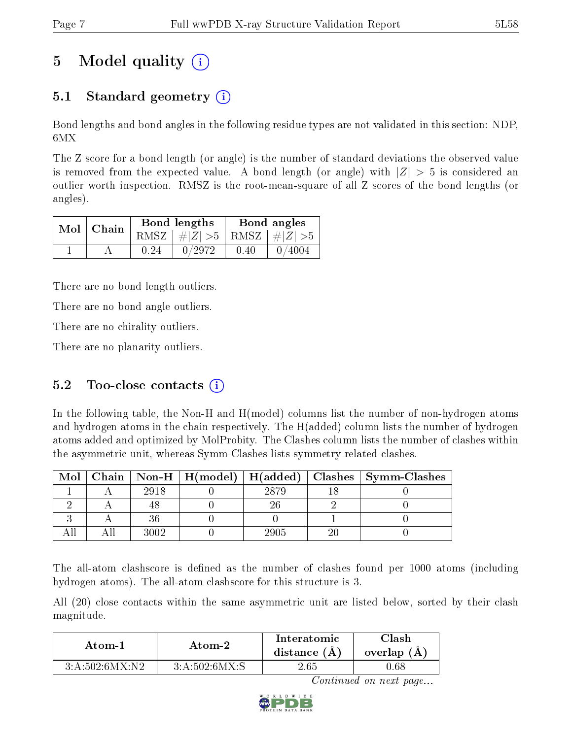# 5 Model quality

## 5.1 Standard geometry

Bond lengths and bond angles in the following residue types are not validated in this section: NDP, 6MX

The Z score for a bond length (or angle) is the number of standard deviations the observed value is removed from the expected value. A bond length (or angle) with $|Z| > 5$ is considered an outlier worth inspection. RMSZ is the root-mean-square of all Z scores of the bond lengths (or angles).

| Mol | Chain | Bond lengths | | Bond angles | |
|---|---|---|---|---|---|
| | | RMSZ | #\|Z\| >5 | RMSZ | #\|Z\| >5 |
| 1 | A | 0.24 | 0/2972 | 0.40 | 0/4004 |

There are no bond length outliers.

There are no bond angle outliers.

There are no chirality outliers.

There are no planarity outliers.

## 5.2 Too-close contacts

In the following table, the Non-H and H(model) columns list the number of non-hydrogen atoms and hydrogen atoms in the chain respectively. The H(added) column lists the number of hydrogen atoms added and optimized by MolProbity. The Clashes column lists the number of clashes within the asymmetric unit, whereas Symm-Clashes lists symmetry related clashes.

| Mol | Chain | Non-H | H(model) | H(added) | Clashes | Symm-Clashes |
|---|---|---|---|---|---|---|
| 1 | A | 2918 | 0 | 2879 | 18 | 0 |
| 2 | A | 48 | 0 | 26 | 2 | 0 |
| 3 | A | 36 | 0 | 0 | 1 | 0 |
| All | All | 3002 | 0 | 2905 | 20 | 0 |

The all-atom clashscore is defined as the number of clashes found per 1000 atoms (including hydrogen atoms). The all-atom clashscore for this structure is 3.

All (20) close contacts within the same asymmetric unit are listed below, sorted by their clash magnitude.

| Atom-1 | Atom-2 | Interatomic distance (Å) | Clash overlap (Å) |
|---|---|---|---|
| 3:A:502:6MX:N2 | 3:A:502:6MX:S | 2.65 | 0.68 |

*Continued on next page...*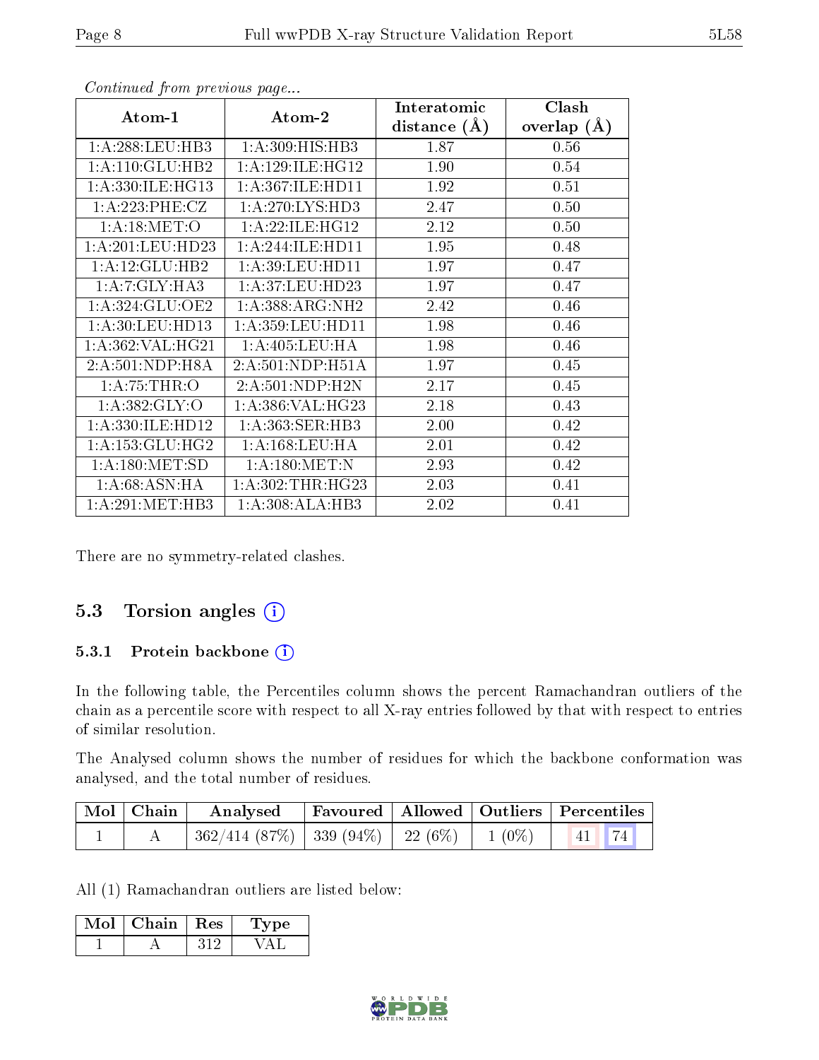*Continued from previous page...*

| Atom-1 | Atom-2 | Interatomic distance (Å) | Clash overlap (Å) |
|---|---|---|---|
| 1:A:288:LEU:HB3 | 1:A:309:HIS:HB3 | 1.87 | 0.56 |
| 1:A:110:GLU:HB2 | 1:A:129:ILE:HG12 | 1.90 | 0.54 |
| 1:A:330:ILE:HG13 | 1:A:367:ILE:HD11 | 1.92 | 0.51 |
| 1:A:223:PHE:CZ | 1:A:270:LYS:HD3 | 2.47 | 0.50 |
| 1:A:18:MET:O | 1:A:22:ILE:HG12 | 2.12 | 0.50 |
| 1:A:201:LEU:HD23 | 1:A:244:ILE:HD11 | 1.95 | 0.48 |
| 1:A:12:GLU:HB2 | 1:A:39:LEU:HD11 | 1.97 | 0.47 |
| 1:A:7:GLY:HA3 | 1:A:37:LEU:HD23 | 1.97 | 0.47 |
| 1:A:324:GLU:OE2 | 1:A:388:ARG:NH2 | 2.42 | 0.46 |
| 1:A:30:LEU:HD13 | 1:A:359:LEU:HD11 | 1.98 | 0.46 |
| 1:A:362:VAL:HG21 | 1:A:405:LEU:HA | 1.98 | 0.46 |
| 2:A:501:NDP:H8A | 2:A:501:NDP:H51A | 1.97 | 0.45 |
| 1:A:75:THR:O | 2:A:501:NDP:H2N | 2.17 | 0.45 |
| 1:A:382:GLY:O | 1:A:386:VAL:HG23 | 2.18 | 0.43 |
| 1:A:330:ILE:HD12 | 1:A:363:SER:HB3 | 2.00 | 0.42 |
| 1:A:153:GLU:HG2 | 1:A:168:LEU:HA | 2.01 | 0.42 |
| 1:A:180:MET:SD | 1:A:180:MET:N | 2.93 | 0.42 |
| 1:A:68:ASN:HA | 1:A:302:THR:HG23 | 2.03 | 0.41 |
| 1:A:291:MET:HB3 | 1:A:308:ALA:HB3 | 2.02 | 0.41 |

There are no symmetry-related clashes.

## 5.3 Torsion angles

### 5.3.1 Protein backbone

In the following table, the Percentiles column shows the percent Ramachandran outliers of the chain as a percentile score with respect to all X-ray entries followed by that with respect to entries of similar resolution.

The Analysed column shows the number of residues for which the backbone conformation was analysed, and the total number of residues.

| Mol | Chain | Analysed | Favoured | Allowed | Outliers | Percentiles | |
|---|---|---|---|---|---|---|---|
| 1 | A | 362/414 (87%) | 339 (94%) | 22 (6%) | 1 (0%) | 41 | 74 |

All (1) Ramachandran outliers are listed below:

| Mol | Chain | Res | Type |
|---|---|---|---|
| 1 | A | 312 | VAL |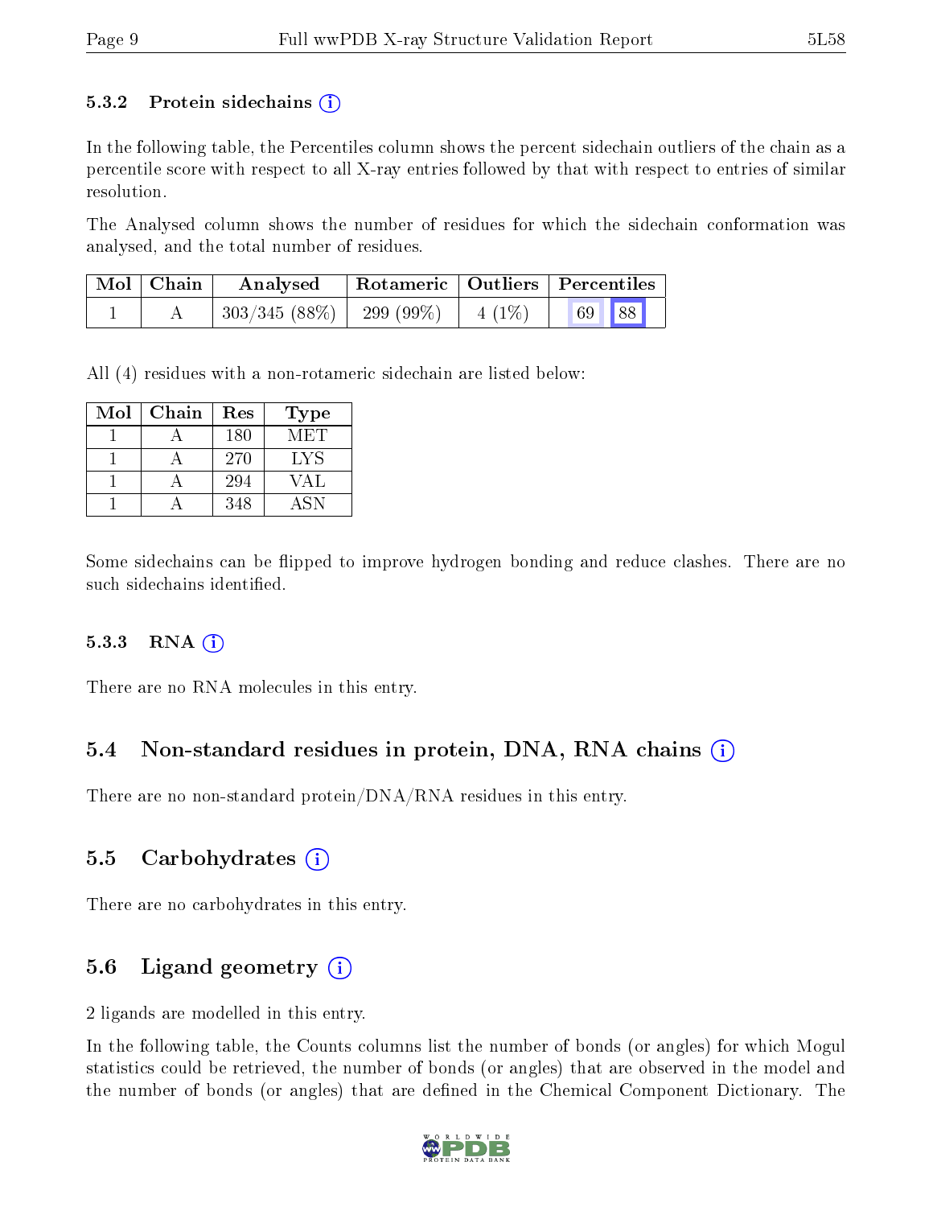### 5.3.2 Protein sidechains (i)

In the following table, the Percentiles column shows the percent sidechain outliers of the chain as a percentile score with respect to all X-ray entries followed by that with respect to entries of similar resolution.

The Analysed column shows the number of residues for which the sidechain conformation was analysed, and the total number of residues.

| Mol | Chain | Analysed | Rotameric | Outliers | Percentiles | |
|---|---|---|---|---|---|---|
| 1 | A | 303/345 (88%) | 299 (99%) | 4 (1%) | 69 | 88 |

All (4) residues with a non-rotameric sidechain are listed below:

| Mol | Chain | Res | Type |
|---|---|---|---|
| 1 | A | 180 | MET |
| 1 | A | 270 | LYS |
| 1 | A | 294 | VAL |
| 1 | A | 348 | ASN |

Some sidechains can be flipped to improve hydrogen bonding and reduce clashes. There are no such sidechains identified.

### 5.3.3 RNA (i)

There are no RNA molecules in this entry.

## 5.4 Non-standard residues in protein, DNA, RNA chains (i)

There are no non-standard protein/DNA/RNA residues in this entry.

## 5.5 Carbohydrates (i)

There are no carbohydrates in this entry.

## 5.6 Ligand geometry (i)

2 ligands are modelled in this entry.

In the following table, the Counts columns list the number of bonds (or angles) for which Mogul statistics could be retrieved, the number of bonds (or angles) that are observed in the model and the number of bonds (or angles) that are defined in the Chemical Component Dictionary. The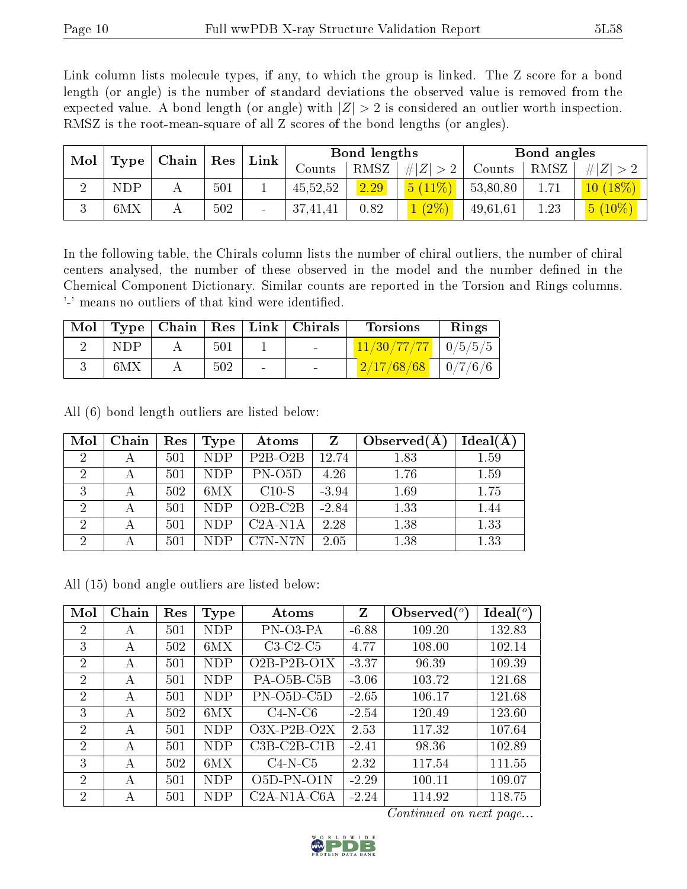Link column lists molecule types, if any, to which the group is linked. The Z score for a bond length (or angle) is the number of standard deviations the observed value is removed from the expected value. A bond length (or angle) with $|Z| > 2$ is considered an outlier worth inspection. RMSZ is the root-mean-square of all Z scores of the bond lengths (or angles).

| Mol | Type | Chain | Res | Link | Bond lengths | | | Bond angles | | |
|---|---|---|---|---|---|---|---|---|---|---|
| | | | | | Counts | RMSZ | $\#\|Z\| > 2$ | Counts | RMSZ | $\#\|Z\| > 2$ |
| 2 | NDP | A | 501 | 1 | 45,52,52 | 2.29 | 5 (11%) | 53,80,80 | 1.71 | 10 (18%) |
| 3 | 6MX | A | 502 | - | 37,41,41 | 0.82 | 1 (2%) | 49,61,61 | 1.23 | 5 (10%) |

In the following table, the Chirals column lists the number of chiral outliers, the number of chiral centers analysed, the number of these observed in the model and the number defined in the Chemical Component Dictionary. Similar counts are reported in the Torsion and Rings columns. '-' means no outliers of that kind were identified.

| Mol | Type | Chain | Res | Link | Chirals | Torsions | Rings |
|---|---|---|---|---|---|---|---|
| 2 | NDP | A | 501 | 1 | - | 11/30/77/77 | 0/5/5/5 |
| 3 | 6MX | A | 502 | - | - | 2/17/68/68 | 0/7/6/6 |

All (6) bond length outliers are listed below:

| Mol | Chain | Res | Type | Atoms | Z | Observed(Å) | Ideal(Å) |
|---|---|---|---|---|---|---|---|
| 2 | A | 501 | NDP | P2B-O2B | 12.74 | 1.83 | 1.59 |
| 2 | A | 501 | NDP | PN-O5D | 4.26 | 1.76 | 1.59 |
| 3 | A | 502 | 6MX | C10-S | -3.94 | 1.69 | 1.75 |
| 2 | A | 501 | NDP | O2B-C2B | -2.84 | 1.33 | 1.44 |
| 2 | A | 501 | NDP | C2A-N1A | 2.28 | 1.38 | 1.33 |
| 2 | A | 501 | NDP | C7N-N7N | 2.05 | 1.38 | 1.33 |

All (15) bond angle outliers are listed below:

| Mol | Chain | Res | Type | Atoms | Z | Observed($^o$) | Ideal($^o$) |
|---|---|---|---|---|---|---|---|
| 2 | A | 501 | NDP | PN-O3-PA | -6.88 | 109.20 | 132.83 |
| 3 | A | 502 | 6MX | C3-C2-C5 | 4.77 | 108.00 | 102.14 |
| 2 | A | 501 | NDP | O2B-P2B-O1X | -3.37 | 96.39 | 109.39 |
| 2 | A | 501 | NDP | PA-O5B-C5B | -3.06 | 103.72 | 121.68 |
| 2 | A | 501 | NDP | PN-O5D-C5D | -2.65 | 106.17 | 121.68 |
| 3 | A | 502 | 6MX | C4-N-C6 | -2.54 | 120.49 | 123.60 |
| 2 | A | 501 | NDP | O3X-P2B-O2X | 2.53 | 117.32 | 107.64 |
| 2 | A | 501 | NDP | C3B-C2B-C1B | -2.41 | 98.36 | 102.89 |
| 3 | A | 502 | 6MX | C4-N-C5 | 2.32 | 117.54 | 111.55 |
| 2 | A | 501 | NDP | O5D-PN-O1N | -2.29 | 100.11 | 109.07 |
| 2 | A | 501 | NDP | C2A-N1A-C6A | -2.24 | 114.92 | 118.75 |

*Continued on next page...*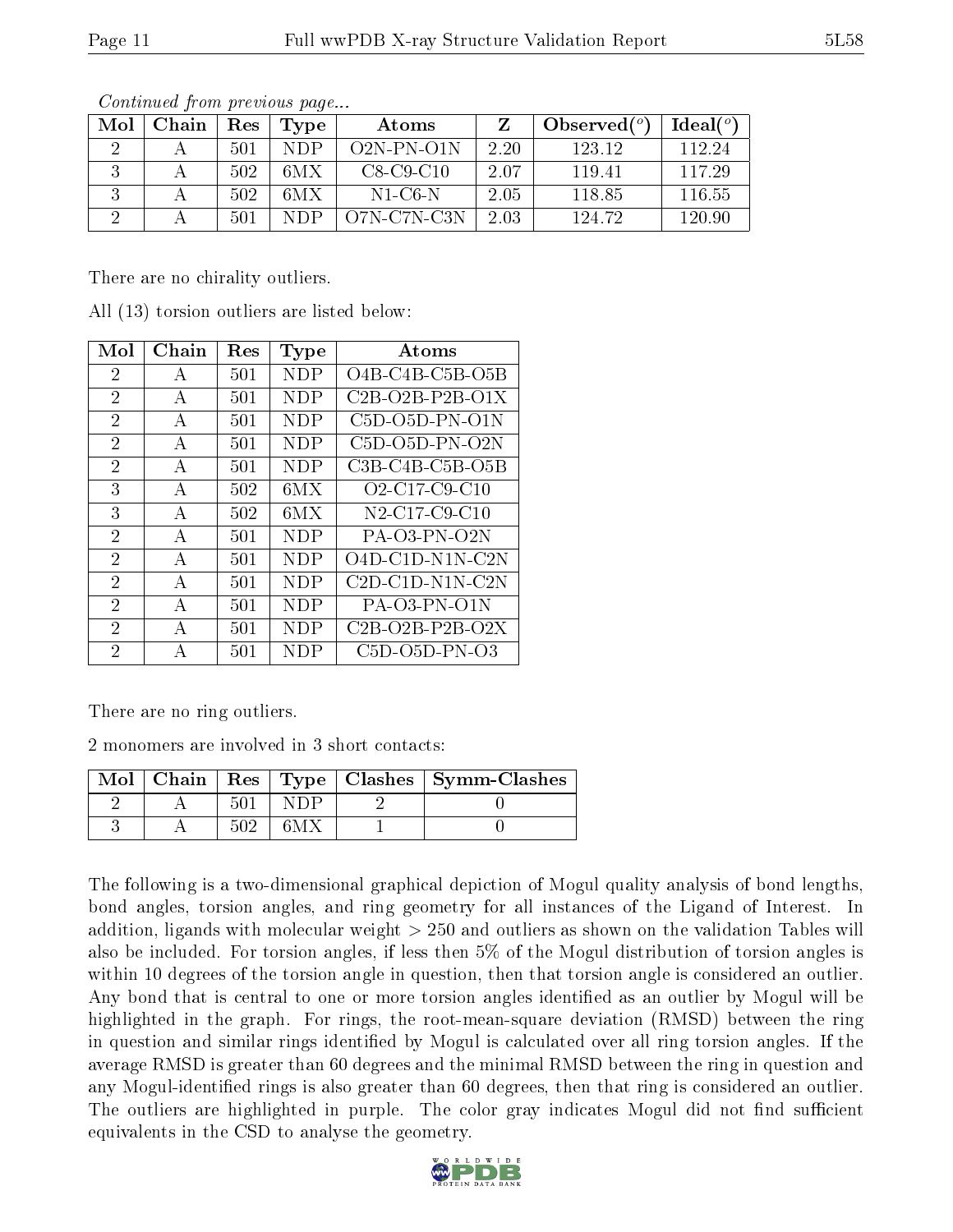*Continued from previous page...*

| Mol | Chain | Res | Type | Atoms | Z | Observed(°) | Ideal(°) |
|---|---|---|---|---|---|---|---|
| 2 | A | 501 | NDP | O2N-PN-O1N | 2.20 | 123.12 | 112.24 |
| 3 | A | 502 | 6MX | C8-C9-C10 | 2.07 | 119.41 | 117.29 |
| 3 | A | 502 | 6MX | N1-C6-N | 2.05 | 118.85 | 116.55 |
| 2 | A | 501 | NDP | O7N-C7N-C3N | 2.03 | 124.72 | 120.90 |

There are no chirality outliers.

All (13) torsion outliers are listed below:

| Mol | Chain | Res | Type | Atoms |
|---|---|---|---|---|
| 2 | A | 501 | NDP | O4B-C4B-C5B-O5B |
| 2 | A | 501 | NDP | C2B-O2B-P2B-O1X |
| 2 | A | 501 | NDP | C5D-O5D-PN-O1N |
| 2 | A | 501 | NDP | C5D-O5D-PN-O2N |
| 2 | A | 501 | NDP | C3B-C4B-C5B-O5B |
| 3 | A | 502 | 6MX | O2-C17-C9-C10 |
| 3 | A | 502 | 6MX | N2-C17-C9-C10 |
| 2 | A | 501 | NDP | PA-O3-PN-O2N |
| 2 | A | 501 | NDP | O4D-C1D-N1N-C2N |
| 2 | A | 501 | NDP | C2D-C1D-N1N-C2N |
| 2 | A | 501 | NDP | PA-O3-PN-O1N |
| 2 | A | 501 | NDP | C2B-O2B-P2B-O2X |
| 2 | A | 501 | NDP | C5D-O5D-PN-O3 |

There are no ring outliers.

2 monomers are involved in 3 short contacts:

| Mol | Chain | Res | Type | Clashes | Symm-Clashes |
|---|---|---|---|---|---|
| 2 | A | 501 | NDP | 2 | 0 |
| 3 | A | 502 | 6MX | 1 | 0 |

The following is a two-dimensional graphical depiction of Mogul quality analysis of bond lengths, bond angles, torsion angles, and ring geometry for all instances of the Ligand of Interest. In addition, ligands with molecular weight > 250 and outliers as shown on the validation Tables will also be included. For torsion angles, if less then 5% of the Mogul distribution of torsion angles is within 10 degrees of the torsion angle in question, then that torsion angle is considered an outlier. Any bond that is central to one or more torsion angles identified as an outlier by Mogul will be highlighted in the graph. For rings, the root-mean-square deviation (RMSD) between the ring in question and similar rings identified by Mogul is calculated over all ring torsion angles. If the average RMSD is greater than 60 degrees and the minimal RMSD between the ring in question and any Mogul-identified rings is also greater than 60 degrees, then that ring is considered an outlier. The outliers are highlighted in purple. The color gray indicates Mogul did not find sufficient equivalents in the CSD to analyse the geometry.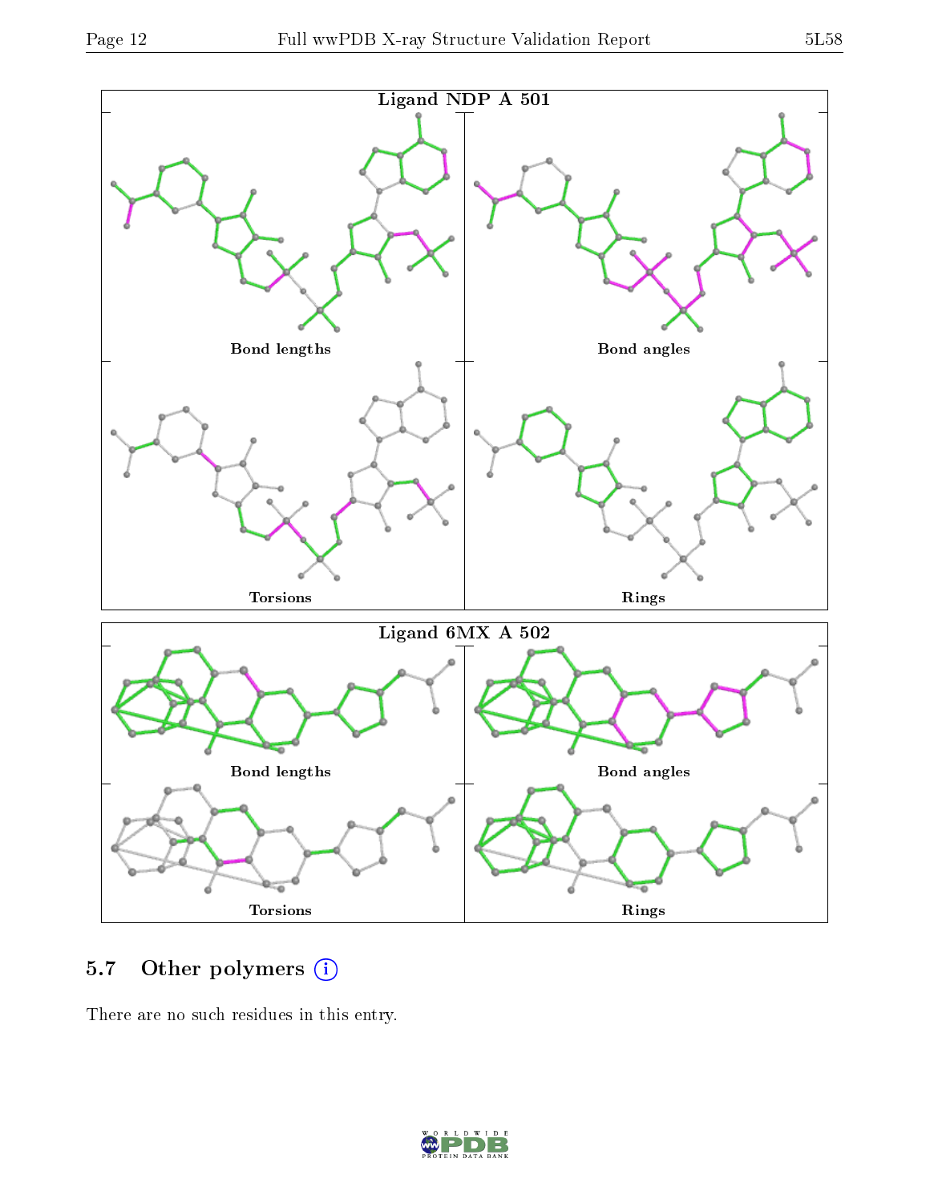Ligand NDP A 501

Bond lengths

Bond angles

Torsions

Rings

Ligand 6MX A 502

Bond lengths

Bond angles

Torsions

Rings

### 5.7 Other polymers

There are no such residues in this entry.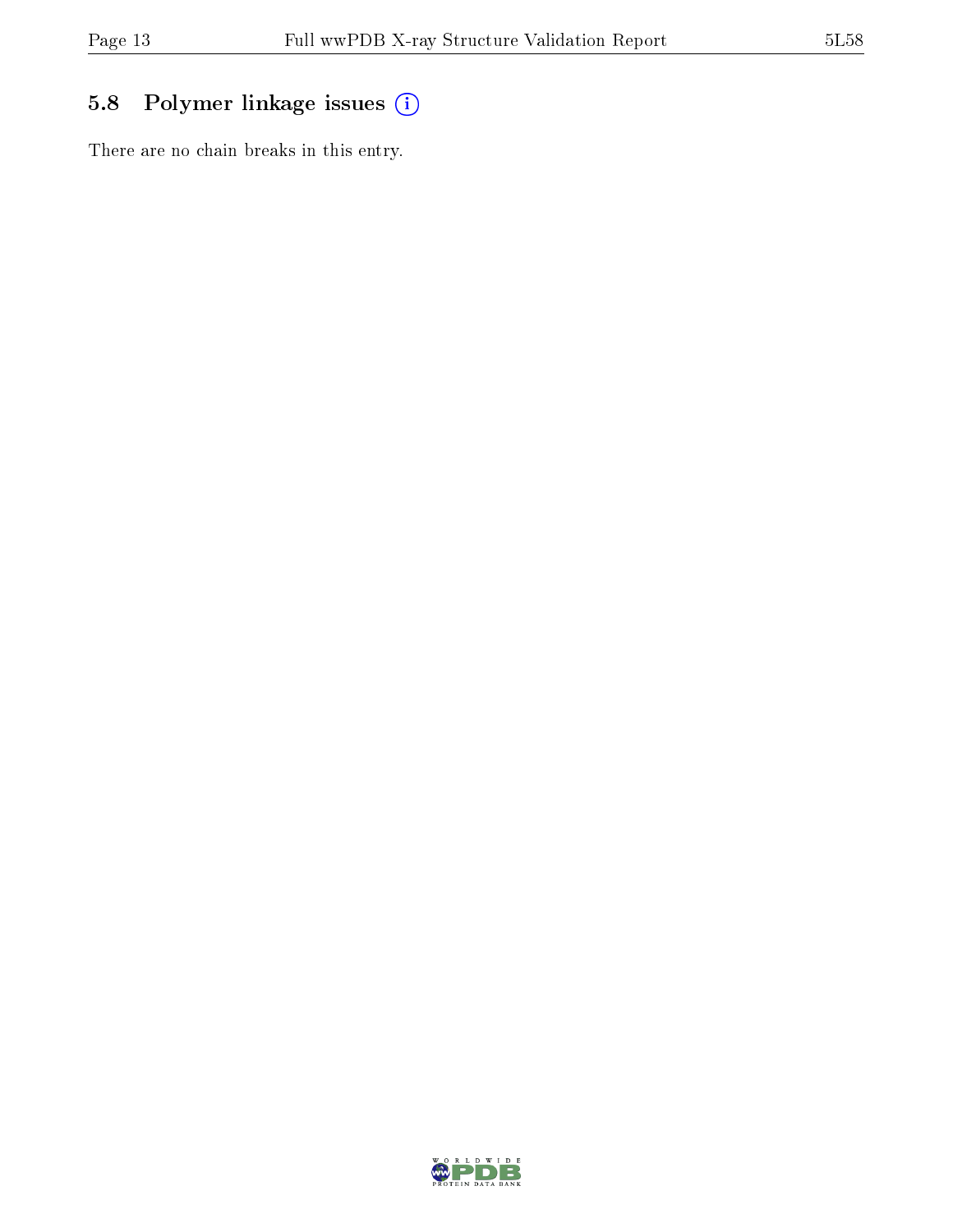## 5.8 Polymer linkage issues

There are no chain breaks in this entry.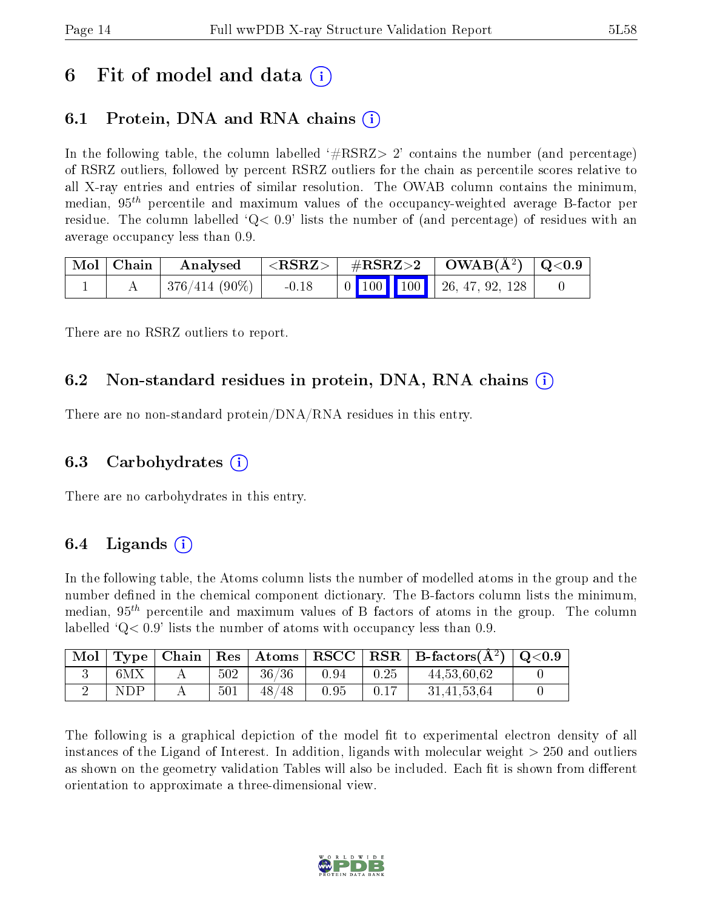# 6 Fit of model and data (i)

## 6.1 Protein, DNA and RNA chains (i)

In the following table, the column labelled '#RSRZ> 2' contains the number (and percentage) of RSRZ outliers, followed by percent RSRZ outliers for the chain as percentile scores relative to all X-ray entries and entries of similar resolution. The OWAB column contains the minimum, median, $95^{th}$ percentile and maximum values of the occupancy-weighted average B-factor per residue. The column labelled 'Q< 0.9' lists the number of (and percentage) of residues with an average occupancy less than 0.9.

| Mol | Chain | Analysed | <RSRZ> | #RSRZ>2 | | | OWAB(Å$^2$) | Q<0.9 |
|---|---|---|---|---|---|---|---|---|
| 1 | A | 376/414 (90%) | -0.18 | 0 | 100 | 100 | 26, 47, 92, 128 | 0 |

There are no RSRZ outliers to report.

## 6.2 Non-standard residues in protein, DNA, RNA chains (i)

There are no non-standard protein/DNA/RNA residues in this entry.

## 6.3 Carbohydrates (i)

There are no carbohydrates in this entry.

## 6.4 Ligands (i)

In the following table, the Atoms column lists the number of modelled atoms in the group and the number defined in the chemical component dictionary. The B-factors column lists the minimum, median, $95^{th}$ percentile and maximum values of B factors of atoms in the group. The column labelled 'Q< 0.9' lists the number of atoms with occupancy less than 0.9.

| Mol | Type | Chain | Res | Atoms | RSCC | RSR | B-factors(Å$^2$) | Q<0.9 |
|---|---|---|---|---|---|---|---|---|
| 3 | 6MX | A | 502 | 36/36 | 0.94 | 0.25 | 44,53,60,62 | 0 |
| 2 | NDP | A | 501 | 48/48 | 0.95 | 0.17 | 31,41,53,64 | 0 |

The following is a graphical depiction of the model fit to experimental electron density of all instances of the Ligand of Interest. In addition, ligands with molecular weight > 250 and outliers as shown on the geometry validation Tables will also be included. Each fit is shown from different orientation to approximate a three-dimensional view.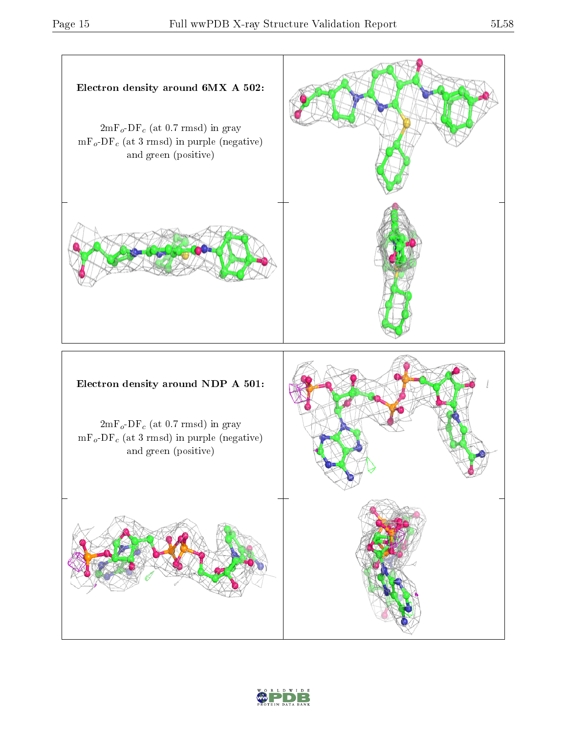**Electron density around 6MX A 502:**

$2mF_o$-$DF_c$ (at 0.7 rmsd) in gray
$mF_o$-$DF_c$ (at 3 rmsd) in purple (negative)
and green (positive)

**Electron density around NDP A 501:**

$2mF_o$-$DF_c$ (at 0.7 rmsd) in gray
$mF_o$-$DF_c$ (at 3 rmsd) in purple (negative)
and green (positive)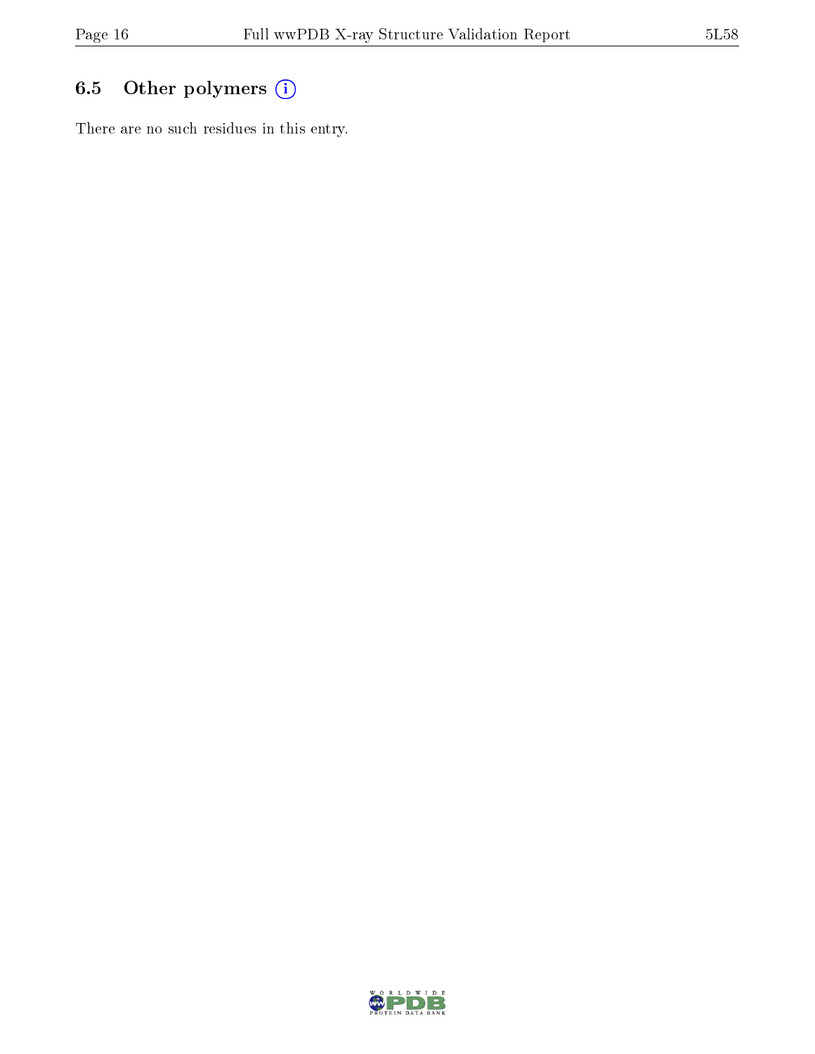### 6.5 Other polymers

There are no such residues in this entry.